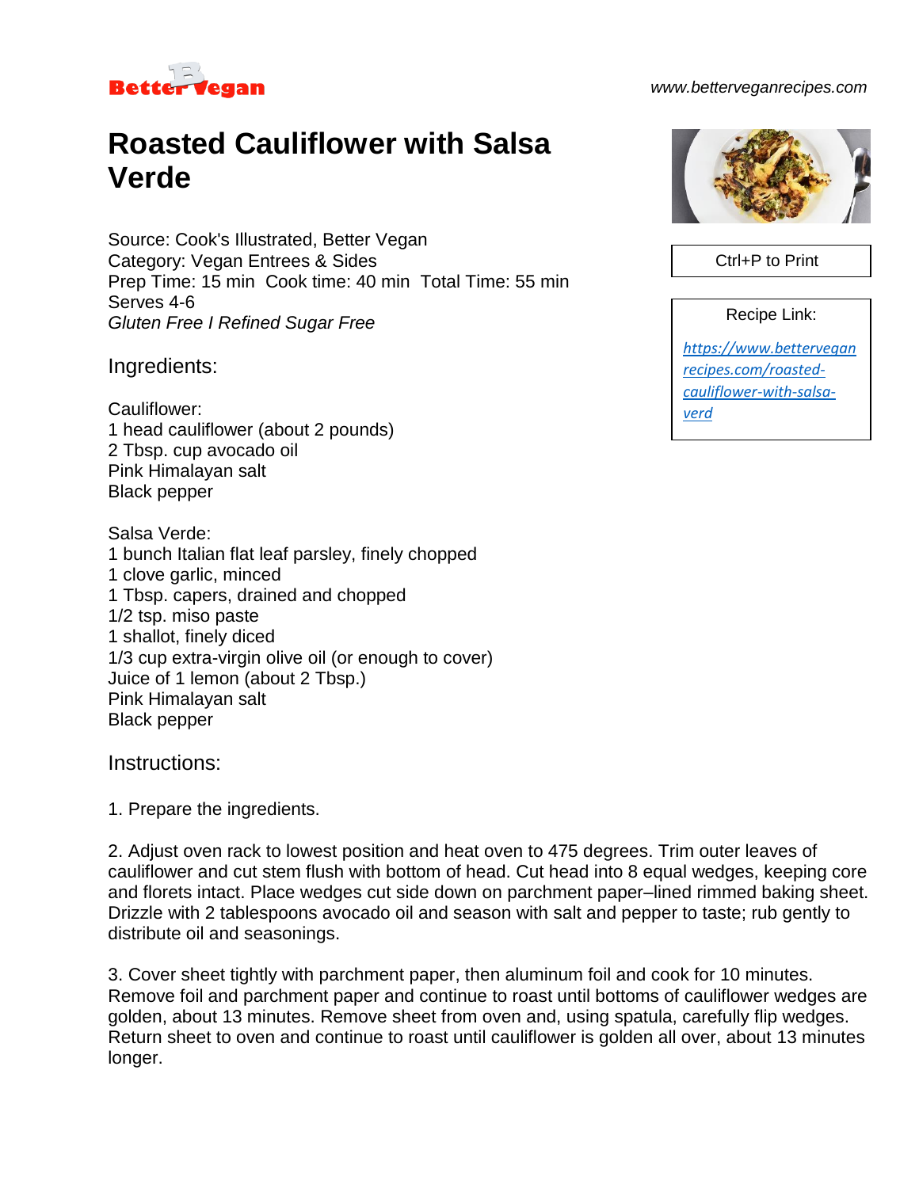Better Vegan

www.betterveganrecipes.com

# Roasted Cauliflower with Salsa Verde

Ctrl+P to Print

Recipe Link:

[https://www.betterveganrecipes.com/roasted-cauliflower-with-salsa-verd](https://www.betterveganrecipes.com/roasted-cauliflower-with-salsa-verd)

Source: Cook's Illustrated, Better Vegan
Category: Vegan Entrees & Sides
Prep Time: 15 min  Cook time: 40 min  Total Time: 55 min
Serves 4-6
*Gluten Free I Refined Sugar Free*

## Ingredients:

Cauliflower:
1 head cauliflower (about 2 pounds)
2 Tbsp. cup avocado oil
Pink Himalayan salt
Black pepper

Salsa Verde:
1 bunch Italian flat leaf parsley, finely chopped
1 clove garlic, minced
1 Tbsp. capers, drained and chopped
1/2 tsp. miso paste
1 shallot, finely diced
1/3 cup extra-virgin olive oil (or enough to cover)
Juice of 1 lemon (about 2 Tbsp.)
Pink Himalayan salt
Black pepper

## Instructions:

1. Prepare the ingredients.

2. Adjust oven rack to lowest position and heat oven to 475 degrees. Trim outer leaves of cauliflower and cut stem flush with bottom of head. Cut head into 8 equal wedges, keeping core and florets intact. Place wedges cut side down on parchment paper–lined rimmed baking sheet. Drizzle with 2 tablespoons avocado oil and season with salt and pepper to taste; rub gently to distribute oil and seasonings.

3. Cover sheet tightly with parchment paper, then aluminum foil and cook for 10 minutes. Remove foil and parchment paper and continue to roast until bottoms of cauliflower wedges are golden, about 13 minutes. Remove sheet from oven and, using spatula, carefully flip wedges. Return sheet to oven and continue to roast until cauliflower is golden all over, about 13 minutes longer.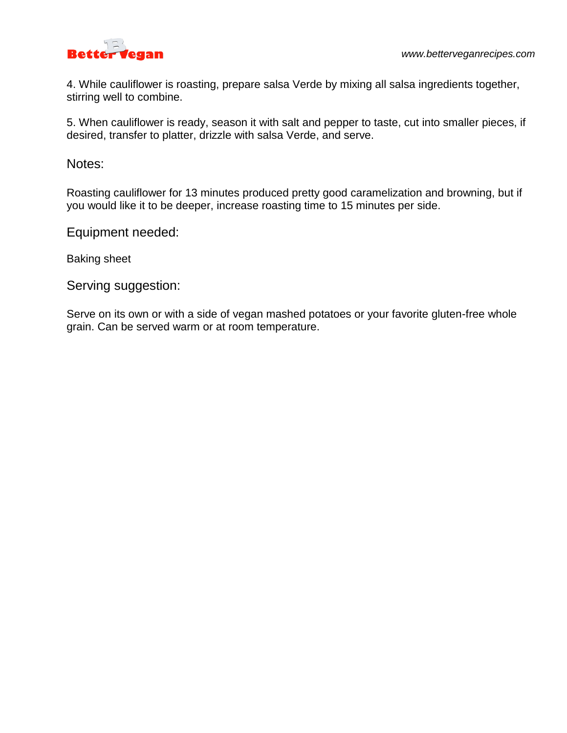4. While cauliflower is roasting, prepare salsa Verde by mixing all salsa ingredients together, stirring well to combine.

5. When cauliflower is ready, season it with salt and pepper to taste, cut into smaller pieces, if desired, transfer to platter, drizzle with salsa Verde, and serve.

## Notes:

Roasting cauliflower for 13 minutes produced pretty good caramelization and browning, but if you would like it to be deeper, increase roasting time to 15 minutes per side.

## Equipment needed:

Baking sheet

## Serving suggestion:

Serve on its own or with a side of vegan mashed potatoes or your favorite gluten-free whole grain. Can be served warm or at room temperature.